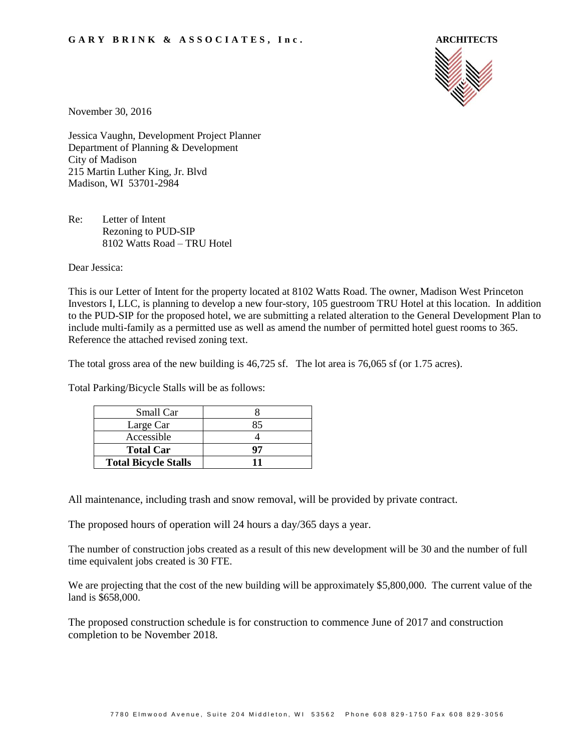**G A R Y B R I N K & A S S O C I A T E S , I n c .** **ARCHITECTS**

November 30, 2016

Jessica Vaughn, Development Project Planner
Department of Planning & Development
City of Madison
215 Martin Luther King, Jr. Blvd
Madison, WI 53701-2984

Re: Letter of Intent
Rezoning to PUD-SIP
8102 Watts Road – TRU Hotel

Dear Jessica:

This is our Letter of Intent for the property located at 8102 Watts Road. The owner, Madison West Princeton Investors I, LLC, is planning to develop a new four-story, 105 guestroom TRU Hotel at this location. In addition to the PUD-SIP for the proposed hotel, we are submitting a related alteration to the General Development Plan to include multi-family as a permitted use as well as amend the number of permitted hotel guest rooms to 365. Reference the attached revised zoning text.

The total gross area of the new building is 46,725 sf. The lot area is 76,065 sf (or 1.75 acres).

Total Parking/Bicycle Stalls will be as follows:

| | |
|---|---|
| Small Car | 8 |
| Large Car | 85 |
| Accessible | 4 |
| **Total Car** | **97** |
| **Total Bicycle Stalls** | **11** |

All maintenance, including trash and snow removal, will be provided by private contract.

The proposed hours of operation will 24 hours a day/365 days a year.

The number of construction jobs created as a result of this new development will be 30 and the number of full time equivalent jobs created is 30 FTE.

We are projecting that the cost of the new building will be approximately $5,800,000. The current value of the land is $658,000.

The proposed construction schedule is for construction to commence June of 2017 and construction completion to be November 2018.

7780 Elmwood Avenue, Suite 204 Middleton, WI 53562 Phone 608 829-1750 Fax 608 829-3056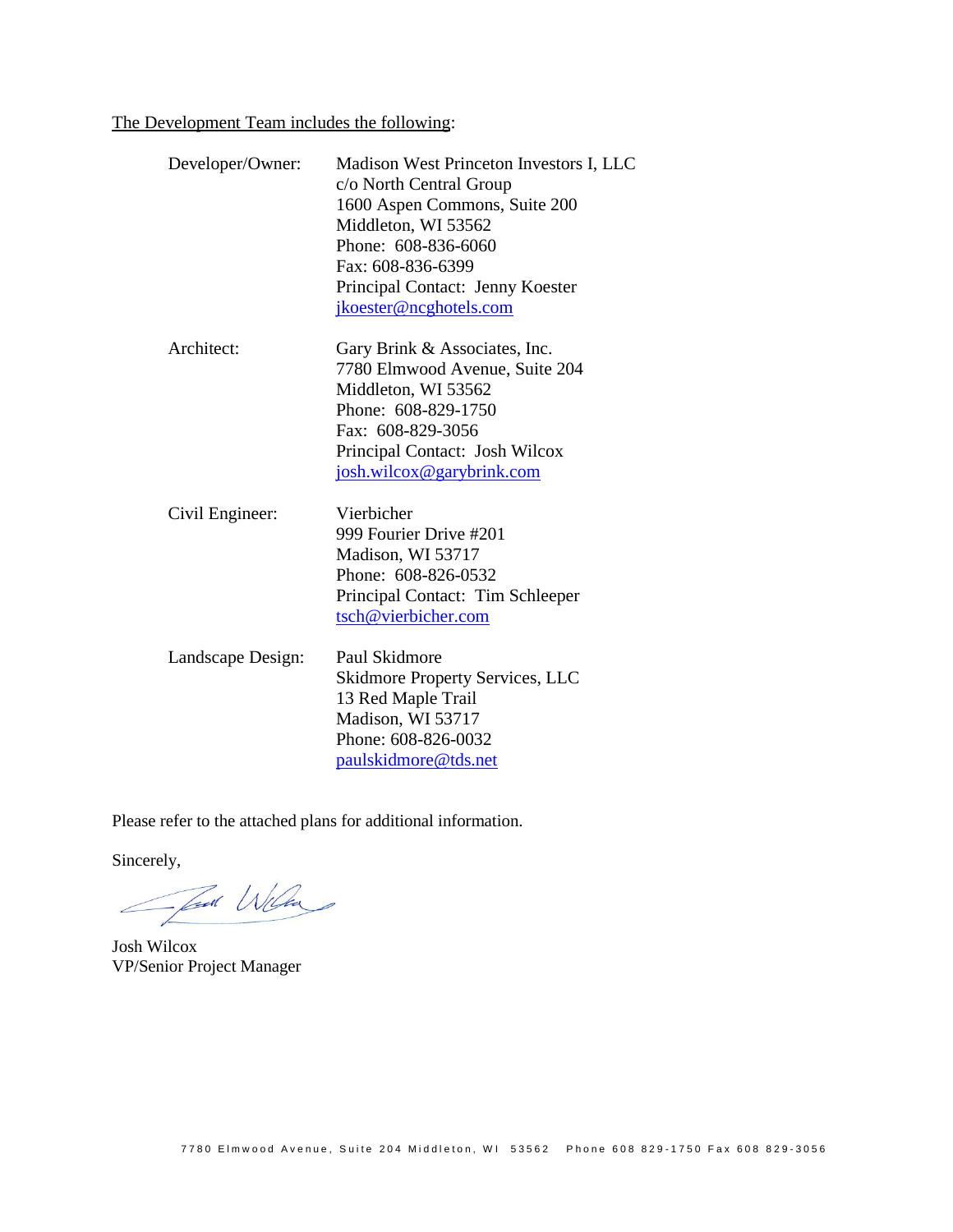The Development Team includes the following:

| | |
|---|---|
| Developer/Owner: | Madison West Princeton Investors I, LLC<br>c/o North Central Group<br>1600 Aspen Commons, Suite 200<br>Middleton, WI 53562<br>Phone: 608-836-6060<br>Fax: 608-836-6399<br>Principal Contact: Jenny Koester<br>jkoester@ncghotels.com |
| Architect: | Gary Brink & Associates, Inc.<br>7780 Elmwood Avenue, Suite 204<br>Middleton, WI 53562<br>Phone: 608-829-1750<br>Fax: 608-829-3056<br>Principal Contact: Josh Wilcox<br>josh.wilcox@garybrink.com |
| Civil Engineer: | Vierbicher<br>999 Fourier Drive #201<br>Madison, WI 53717<br>Phone: 608-826-0532<br>Principal Contact: Tim Schleeper<br>tsch@vierbicher.com |
| Landscape Design: | Paul Skidmore<br>Skidmore Property Services, LLC<br>13 Red Maple Trail<br>Madison, WI 53717<br>Phone: 608-826-0032<br>paulskidmore@tds.net |

Please refer to the attached plans for additional information.

Sincerely,

Josh Wilcox
VP/Senior Project Manager

7780 Elmwood Avenue, Suite 204 Middleton, WI 53562 Phone 608 829-1750 Fax 608 829-3056